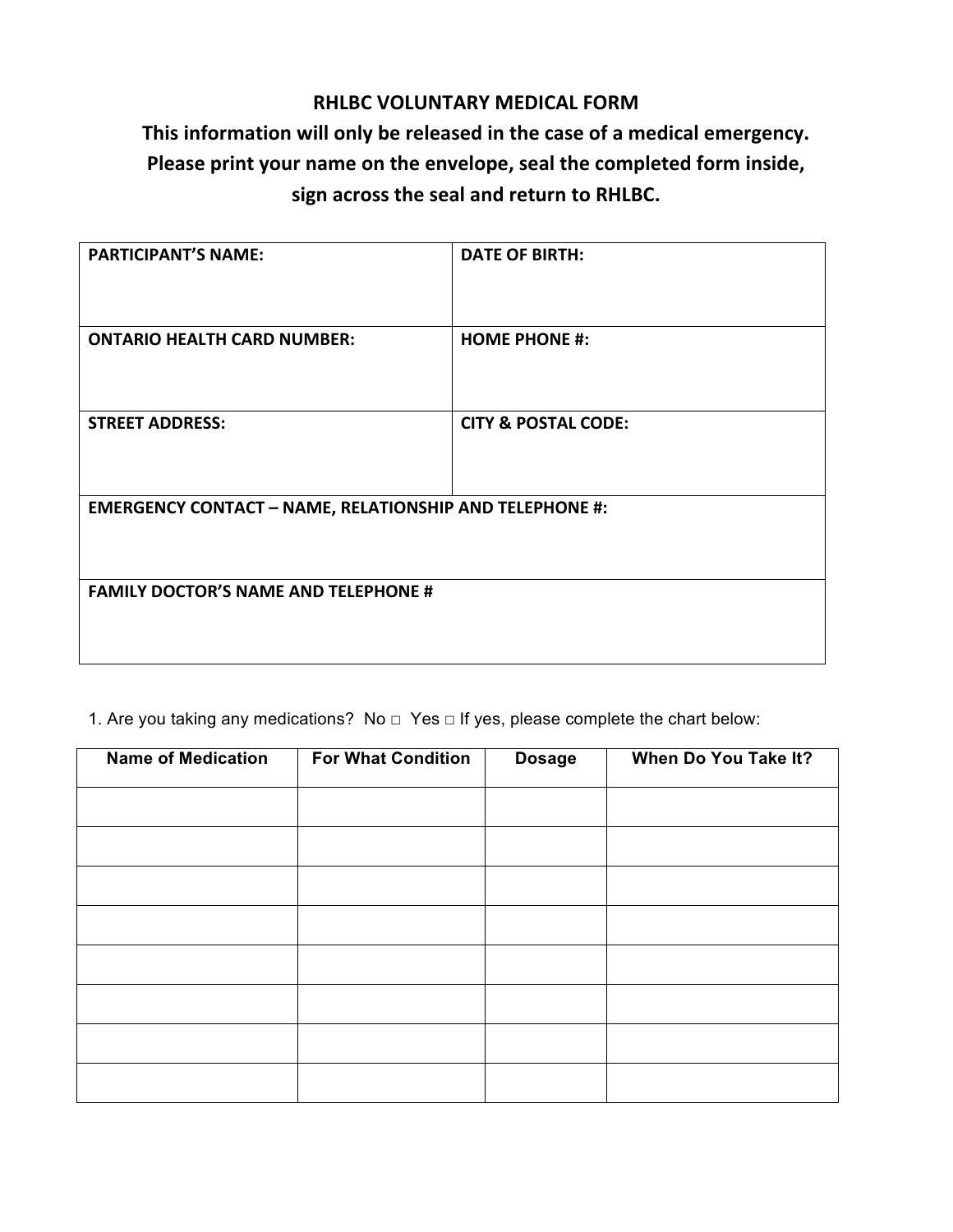# RHLBC VOLUNTARY MEDICAL FORM

**This information will only be released in the case of a medical emergency.**
**Please print your name on the envelope, seal the completed form inside, sign across the seal and return to RHLBC.**

| PARTICIPANT'S NAME: | DATE OF BIRTH: |
|---|---|
| **ONTARIO HEALTH CARD NUMBER:** | **HOME PHONE #:** |
| **STREET ADDRESS:** | **CITY & POSTAL CODE:** |
| **EMERGENCY CONTACT – NAME, RELATIONSHIP AND TELEPHONE #:** | |
| **FAMILY DOCTOR'S NAME AND TELEPHONE #** | |

1. Are you taking any medications? No □ Yes □ If yes, please complete the chart below:

| Name of Medication | For What Condition | Dosage | When Do You Take It? |
|---|---|---|---|
| | | | |
| | | | |
| | | | |
| | | | |
| | | | |
| | | | |
| | | | |
| | | | |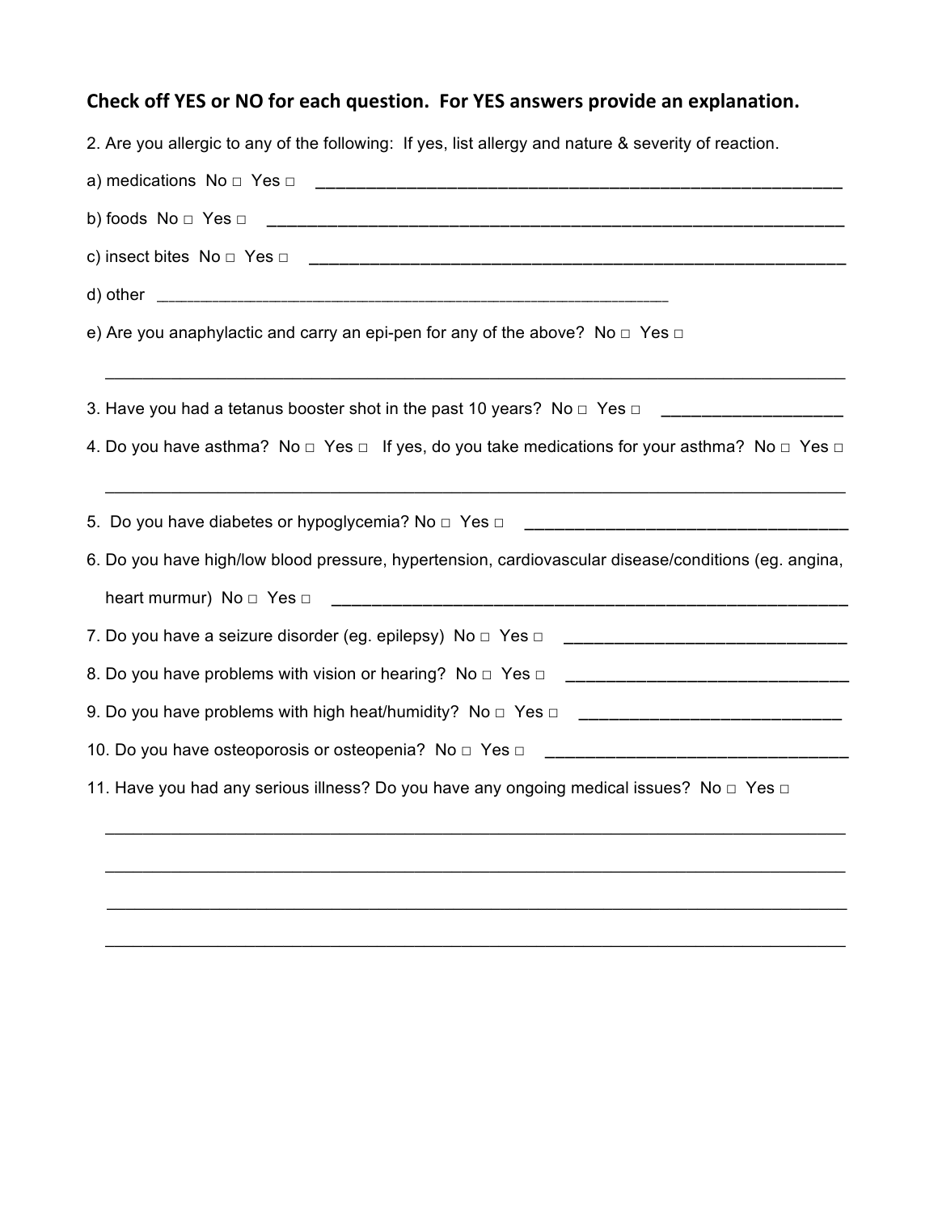**Check off YES or NO for each question. For YES answers provide an explanation.**

2. Are you allergic to any of the following: If yes, list allergy and nature & severity of reaction.

a) medications No □ Yes □ ________________________________________________________

b) foods No □ Yes □ ____________________________________________________________

c) insect bites No □ Yes □ ______________________________________________________

d) other ________________________________________________________________

e) Are you anaphylactic and carry an epi-pen for any of the above? No □ Yes □

________________________________________________________________________________

3. Have you had a tetanus booster shot in the past 10 years? No □ Yes □ ___________________

4. Do you have asthma? No □ Yes □ If yes, do you take medications for your asthma? No □ Yes □

________________________________________________________________________________

5. Do you have diabetes or hypoglycemia? No □ Yes □ ____________________________________

6. Do you have high/low blood pressure, hypertension, cardiovascular disease/conditions (eg. angina, heart murmur) No □ Yes □ ________________________________________________________

7. Do you have a seizure disorder (eg. epilepsy) No □ Yes □ ______________________________

8. Do you have problems with vision or hearing? No □ Yes □ ______________________________

9. Do you have problems with high heat/humidity? No □ Yes □ ___________________________

10. Do you have osteoporosis or osteopenia? No □ Yes □ ________________________________

11. Have you had any serious illness? Do you have any ongoing medical issues? No □ Yes □

________________________________________________________________________________

________________________________________________________________________________

________________________________________________________________________________

________________________________________________________________________________